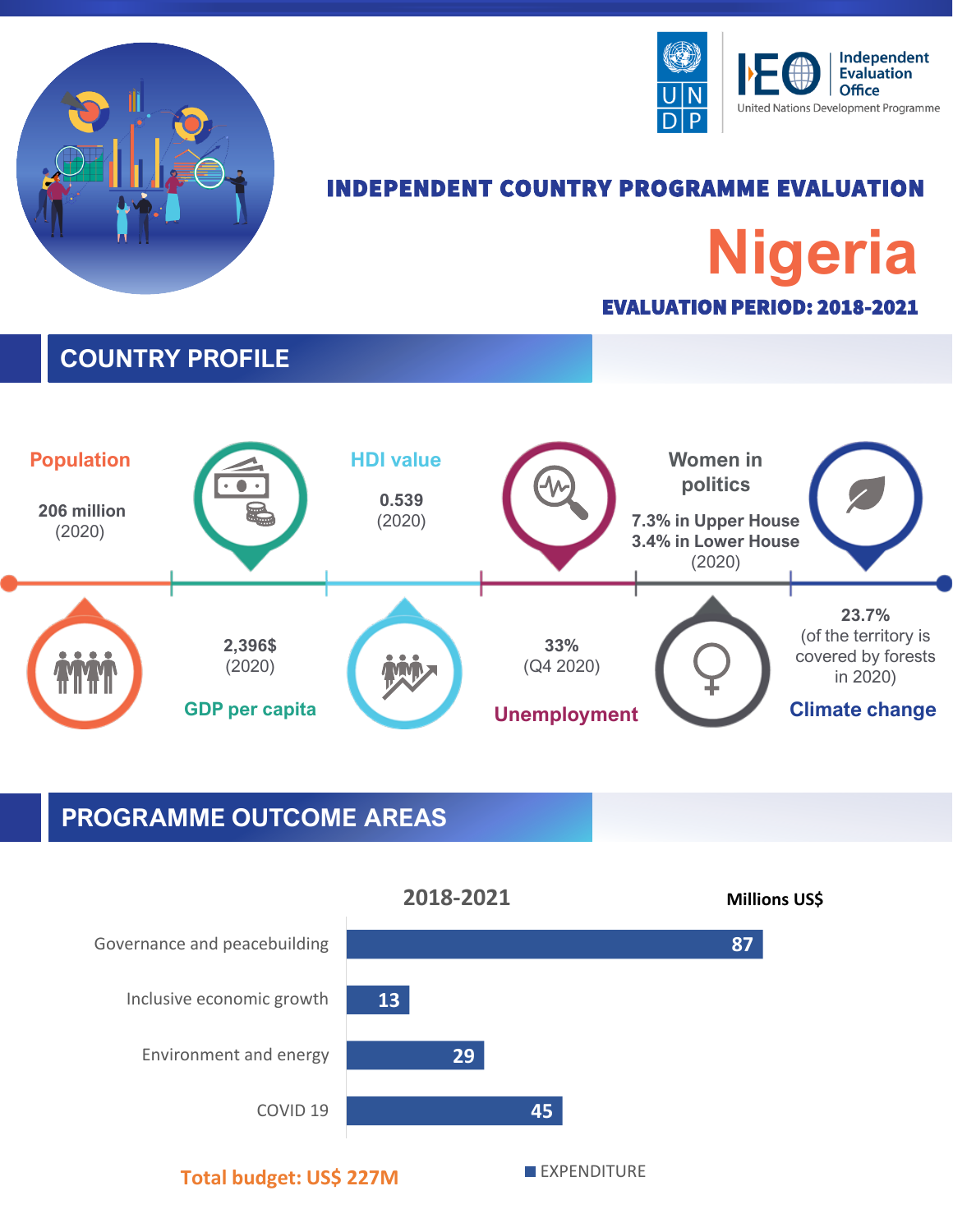UNDP | IEO Independent Evaluation Office — United Nations Development Programme

# INDEPENDENT COUNTRY PROGRAMME EVALUATION

# Nigeria

**EVALUATION PERIOD: 2018-2021**

## COUNTRY PROFILE

**Population**
**206 million**
(2020)

**GDP per capita**
**2,396$**
(2020)

**HDI value**
**0.539**
(2020)

**Unemployment**
**33%**
(Q4 2020)

**Women in politics**
**7.3% in Upper House**
**3.4% in Lower House**
(2020)

**Climate change**
**23.7%**
(of the territory is covered by forests in 2020)

## PROGRAMME OUTCOME AREAS

**2018-2021** (Millions US$)

| Outcome area | Expenditure |
|---|---|
| Governance and peacebuilding | 87 |
| Inclusive economic growth | 13 |
| Environment and energy | 29 |
| COVID 19 | 45 |

**Total budget: US$ 227M**

■ EXPENDITURE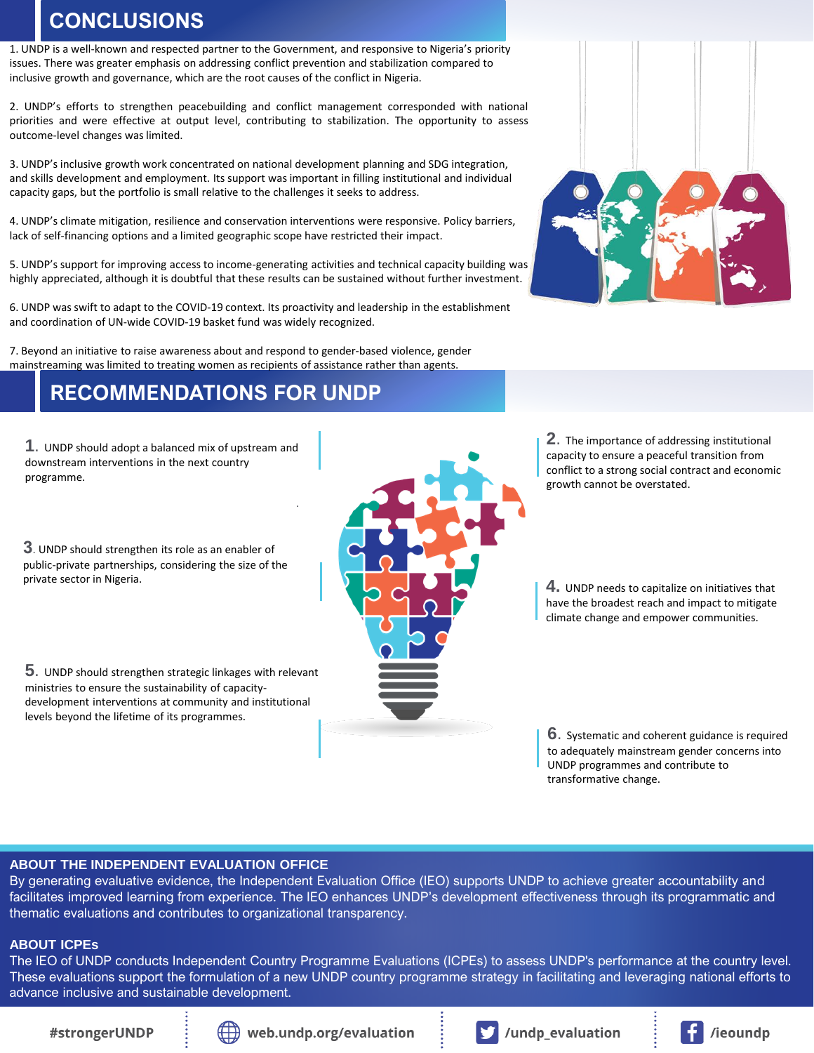## CONCLUSIONS

1. UNDP is a well-known and respected partner to the Government, and responsive to Nigeria's priority issues. There was greater emphasis on addressing conflict prevention and stabilization compared to inclusive growth and governance, which are the root causes of the conflict in Nigeria.

2. UNDP's efforts to strengthen peacebuilding and conflict management corresponded with national priorities and were effective at output level, contributing to stabilization. The opportunity to assess outcome-level changes was limited.

3. UNDP's inclusive growth work concentrated on national development planning and SDG integration, and skills development and employment. Its support was important in filling institutional and individual capacity gaps, but the portfolio is small relative to the challenges it seeks to address.

4. UNDP's climate mitigation, resilience and conservation interventions were responsive. Policy barriers, lack of self-financing options and a limited geographic scope have restricted their impact.

5. UNDP's support for improving access to income-generating activities and technical capacity building was highly appreciated, although it is doubtful that these results can be sustained without further investment.

6. UNDP was swift to adapt to the COVID-19 context. Its proactivity and leadership in the establishment and coordination of UN-wide COVID-19 basket fund was widely recognized.

7. Beyond an initiative to raise awareness about and respond to gender-based violence, gender mainstreaming was limited to treating women as recipients of assistance rather than agents.

## RECOMMENDATIONS FOR UNDP

1. UNDP should adopt a balanced mix of upstream and downstream interventions in the next country programme.

2. The importance of addressing institutional capacity to ensure a peaceful transition from conflict to a strong social contract and economic growth cannot be overstated.

3. UNDP should strengthen its role as an enabler of public-private partnerships, considering the size of the private sector in Nigeria.

4. UNDP needs to capitalize on initiatives that have the broadest reach and impact to mitigate climate change and empower communities.

5. UNDP should strengthen strategic linkages with relevant ministries to ensure the sustainability of capacity-development interventions at community and institutional levels beyond the lifetime of its programmes.

6. Systematic and coherent guidance is required to adequately mainstream gender concerns into UNDP programmes and contribute to transformative change.

### ABOUT THE INDEPENDENT EVALUATION OFFICE

By generating evaluative evidence, the Independent Evaluation Office (IEO) supports UNDP to achieve greater accountability and facilitates improved learning from experience. The IEO enhances UNDP's development effectiveness through its programmatic and thematic evaluations and contributes to organizational transparency.

### ABOUT ICPEs

The IEO of UNDP conducts Independent Country Programme Evaluations (ICPEs) to assess UNDP's performance at the country level. These evaluations support the formulation of a new UNDP country programme strategy in facilitating and leveraging national efforts to advance inclusive and sustainable development.

#strongerUNDP | web.undp.org/evaluation | /undp_evaluation | /ieoundp